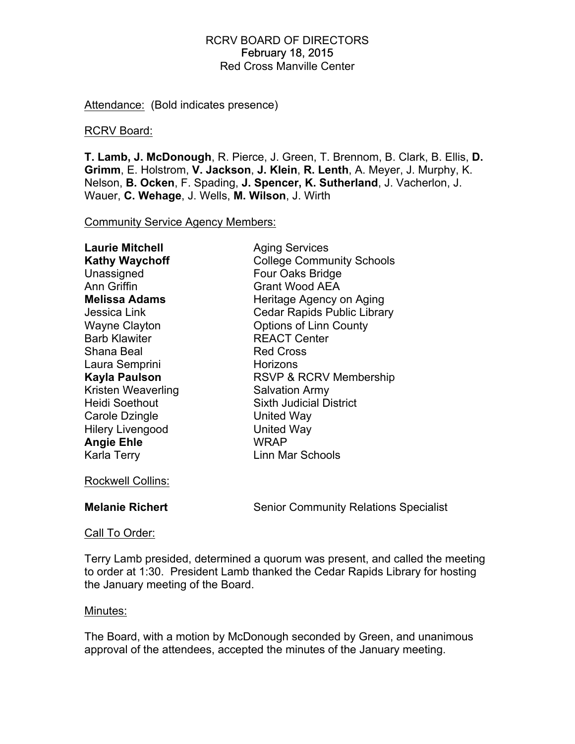RCRV BOARD OF DIRECTORS
February 18, 2015
Red Cross Manville Center

Attendance: (Bold indicates presence)

RCRV Board:

**T. Lamb, J. McDonough**, R. Pierce, J. Green, T. Brennom, B. Clark, B. Ellis, **D. Grimm**, E. Holstrom, **V. Jackson**, **J. Klein**, **R. Lenth**, A. Meyer, J. Murphy, K. Nelson, **B. Ocken**, F. Spading, **J. Spencer, K. Sutherland**, J. Vacherlon, J. Wauer, **C. Wehage**, J. Wells, **M. Wilson**, J. Wirth

Community Service Agency Members:

| | |
|---|---|
| **Laurie Mitchell** | Aging Services |
| **Kathy Waychoff** | College Community Schools |
| Unassigned | Four Oaks Bridge |
| Ann Griffin | Grant Wood AEA |
| **Melissa Adams** | Heritage Agency on Aging |
| Jessica Link | Cedar Rapids Public Library |
| Wayne Clayton | Options of Linn County |
| Barb Klawiter | REACT Center |
| Shana Beal | Red Cross |
| Laura Semprini | Horizons |
| **Kayla Paulson** | RSVP & RCRV Membership |
| Kristen Weaverling | Salvation Army |
| Heidi Soethout | Sixth Judicial District |
| Carole Dzingle | United Way |
| Hilery Livengood | United Way |
| **Angie Ehle** | WRAP |
| Karla Terry | Linn Mar Schools |

Rockwell Collins:

**Melanie Richert** — Senior Community Relations Specialist

Call To Order:

Terry Lamb presided, determined a quorum was present, and called the meeting to order at 1:30. President Lamb thanked the Cedar Rapids Library for hosting the January meeting of the Board.

Minutes:

The Board, with a motion by McDonough seconded by Green, and unanimous approval of the attendees, accepted the minutes of the January meeting.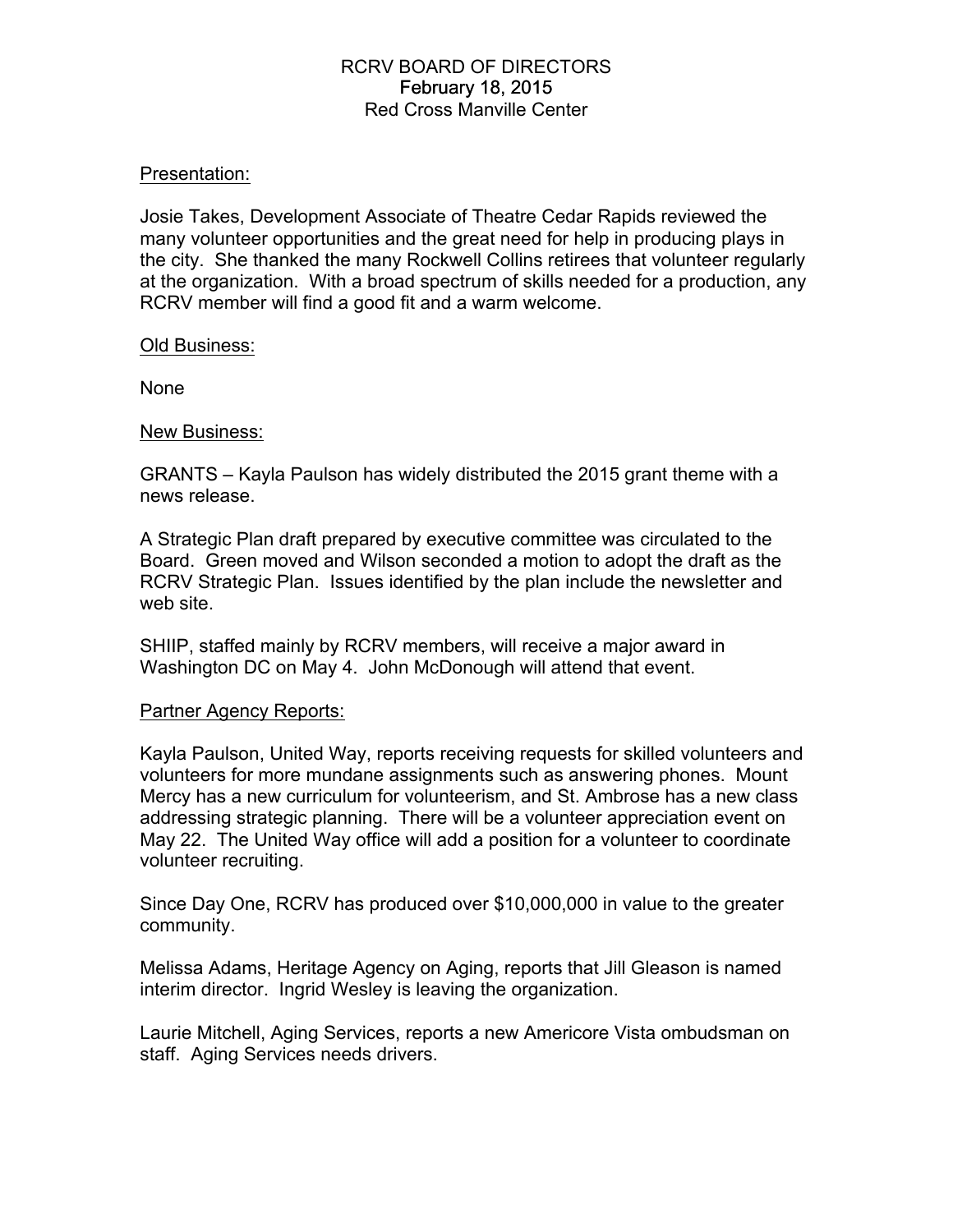RCRV BOARD OF DIRECTORS
February 18, 2015
Red Cross Manville Center

Presentation:

Josie Takes, Development Associate of Theatre Cedar Rapids reviewed the many volunteer opportunities and the great need for help in producing plays in the city. She thanked the many Rockwell Collins retirees that volunteer regularly at the organization. With a broad spectrum of skills needed for a production, any RCRV member will find a good fit and a warm welcome.

Old Business:

None

New Business:

GRANTS – Kayla Paulson has widely distributed the 2015 grant theme with a news release.

A Strategic Plan draft prepared by executive committee was circulated to the Board. Green moved and Wilson seconded a motion to adopt the draft as the RCRV Strategic Plan. Issues identified by the plan include the newsletter and web site.

SHIIP, staffed mainly by RCRV members, will receive a major award in Washington DC on May 4. John McDonough will attend that event.

Partner Agency Reports:

Kayla Paulson, United Way, reports receiving requests for skilled volunteers and volunteers for more mundane assignments such as answering phones. Mount Mercy has a new curriculum for volunteerism, and St. Ambrose has a new class addressing strategic planning. There will be a volunteer appreciation event on May 22. The United Way office will add a position for a volunteer to coordinate volunteer recruiting.

Since Day One, RCRV has produced over $10,000,000 in value to the greater community.

Melissa Adams, Heritage Agency on Aging, reports that Jill Gleason is named interim director. Ingrid Wesley is leaving the organization.

Laurie Mitchell, Aging Services, reports a new Americore Vista ombudsman on staff. Aging Services needs drivers.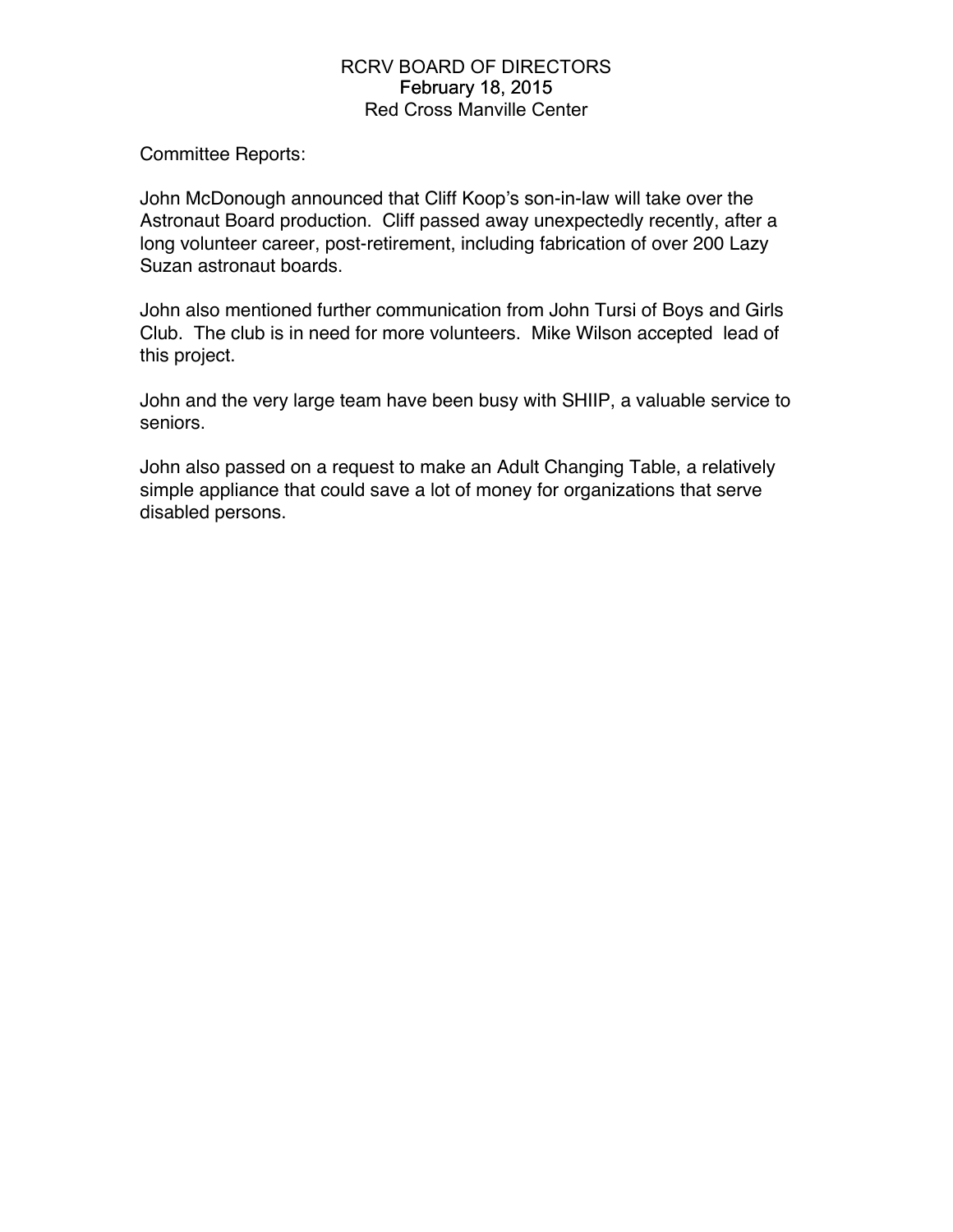RCRV BOARD OF DIRECTORS
February 18, 2015
Red Cross Manville Center

Committee Reports:

John McDonough announced that Cliff Koop's son-in-law will take over the Astronaut Board production. Cliff passed away unexpectedly recently, after a long volunteer career, post-retirement, including fabrication of over 200 Lazy Suzan astronaut boards.

John also mentioned further communication from John Tursi of Boys and Girls Club. The club is in need for more volunteers. Mike Wilson accepted lead of this project.

John and the very large team have been busy with SHIIP, a valuable service to seniors.

John also passed on a request to make an Adult Changing Table, a relatively simple appliance that could save a lot of money for organizations that serve disabled persons.